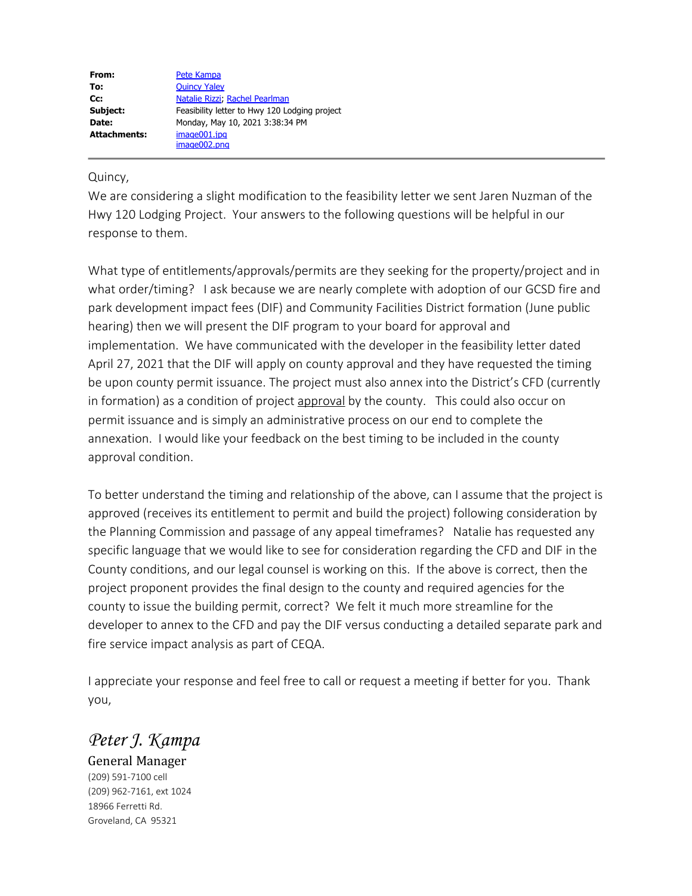| | |
|---|---|
| **From:** | Pete Kampa |
| **To:** | Quincy Yaley |
| **Cc:** | Natalie Rizzi; Rachel Pearlman |
| **Subject:** | Feasibility letter to Hwy 120 Lodging project |
| **Date:** | Monday, May 10, 2021 3:38:34 PM |
| **Attachments:** | image001.jpg<br>image002.png |

---

Quincy,

We are considering a slight modification to the feasibility letter we sent Jaren Nuzman of the Hwy 120 Lodging Project. Your answers to the following questions will be helpful in our response to them.

What type of entitlements/approvals/permits are they seeking for the property/project and in what order/timing? I ask because we are nearly complete with adoption of our GCSD fire and park development impact fees (DIF) and Community Facilities District formation (June public hearing) then we will present the DIF program to your board for approval and implementation. We have communicated with the developer in the feasibility letter dated April 27, 2021 that the DIF will apply on county approval and they have requested the timing be upon county permit issuance. The project must also annex into the District's CFD (currently in formation) as a condition of project <u>approval</u> by the county. This could also occur on permit issuance and is simply an administrative process on our end to complete the annexation. I would like your feedback on the best timing to be included in the county approval condition.

To better understand the timing and relationship of the above, can I assume that the project is approved (receives its entitlement to permit and build the project) following consideration by the Planning Commission and passage of any appeal timeframes? Natalie has requested any specific language that we would like to see for consideration regarding the CFD and DIF in the County conditions, and our legal counsel is working on this. If the above is correct, then the project proponent provides the final design to the county and required agencies for the county to issue the building permit, correct? We felt it much more streamline for the developer to annex to the CFD and pay the DIF versus conducting a detailed separate park and fire service impact analysis as part of CEQA.

I appreciate your response and feel free to call or request a meeting if better for you. Thank you,

*Peter J. Kampa*

General Manager

(209) 591-7100 cell

(209) 962-7161, ext 1024

18966 Ferretti Rd.

Groveland, CA 95321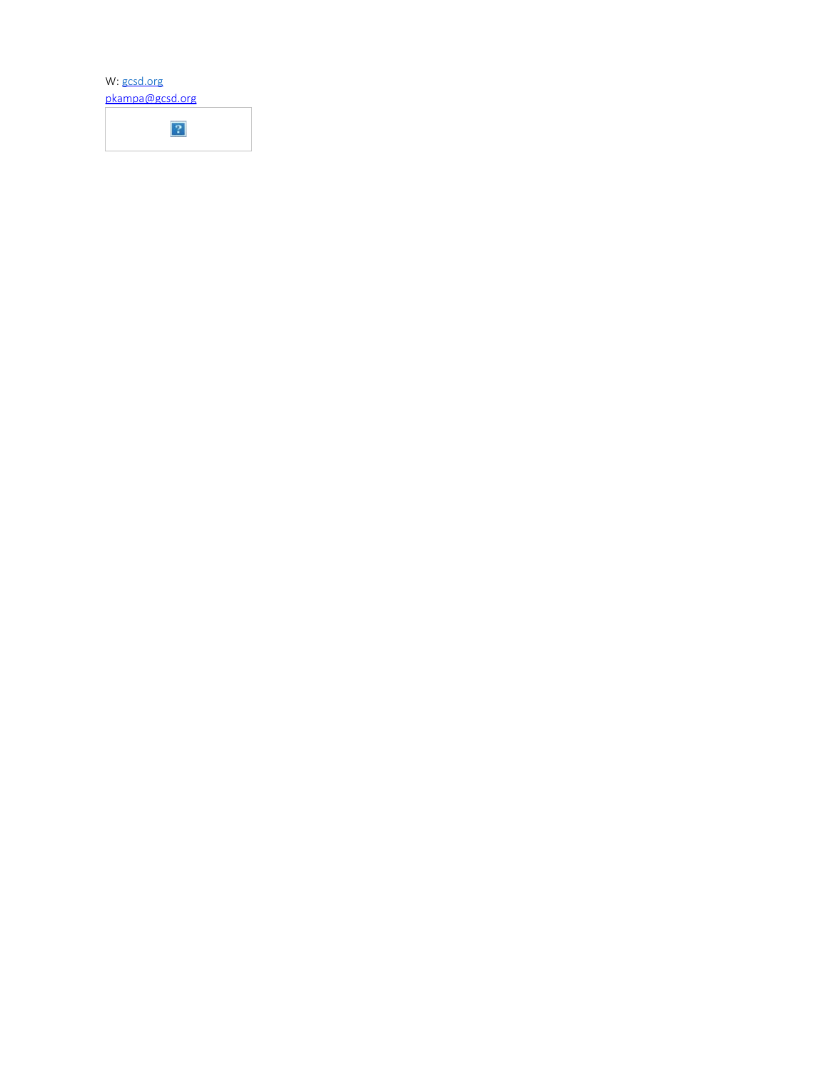W: gcsd.org
pkampa@gcsd.org